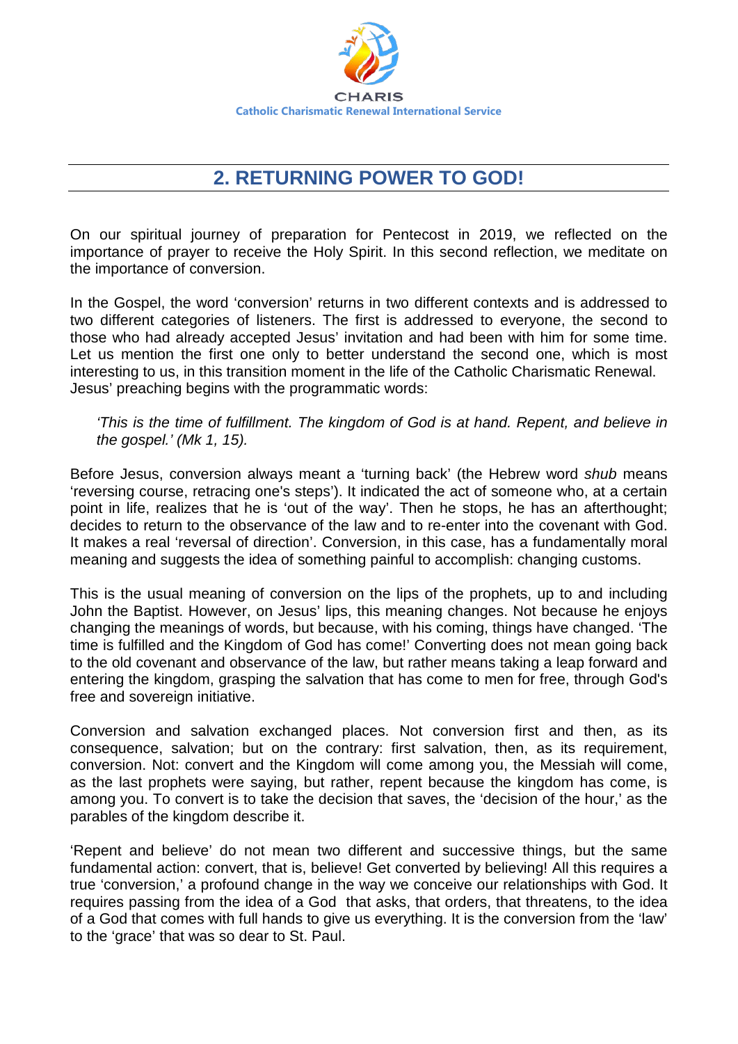CHARIS

Catholic Charismatic Renewal International Service

## 2. RETURNING POWER TO GOD!

On our spiritual journey of preparation for Pentecost in 2019, we reflected on the importance of prayer to receive the Holy Spirit. In this second reflection, we meditate on the importance of conversion.

In the Gospel, the word 'conversion' returns in two different contexts and is addressed to two different categories of listeners. The first is addressed to everyone, the second to those who had already accepted Jesus' invitation and had been with him for some time. Let us mention the first one only to better understand the second one, which is most interesting to us, in this transition moment in the life of the Catholic Charismatic Renewal. Jesus' preaching begins with the programmatic words:

> *'This is the time of fulfillment. The kingdom of God is at hand. Repent, and believe in the gospel.' (Mk 1, 15).*

Before Jesus, conversion always meant a 'turning back' (the Hebrew word *shub* means 'reversing course, retracing one's steps'). It indicated the act of someone who, at a certain point in life, realizes that he is 'out of the way'. Then he stops, he has an afterthought; decides to return to the observance of the law and to re-enter into the covenant with God. It makes a real 'reversal of direction'. Conversion, in this case, has a fundamentally moral meaning and suggests the idea of something painful to accomplish: changing customs.

This is the usual meaning of conversion on the lips of the prophets, up to and including John the Baptist. However, on Jesus' lips, this meaning changes. Not because he enjoys changing the meanings of words, but because, with his coming, things have changed. 'The time is fulfilled and the Kingdom of God has come!' Converting does not mean going back to the old covenant and observance of the law, but rather means taking a leap forward and entering the kingdom, grasping the salvation that has come to men for free, through God's free and sovereign initiative.

Conversion and salvation exchanged places. Not conversion first and then, as its consequence, salvation; but on the contrary: first salvation, then, as its requirement, conversion. Not: convert and the Kingdom will come among you, the Messiah will come, as the last prophets were saying, but rather, repent because the kingdom has come, is among you. To convert is to take the decision that saves, the 'decision of the hour,' as the parables of the kingdom describe it.

'Repent and believe' do not mean two different and successive things, but the same fundamental action: convert, that is, believe! Get converted by believing! All this requires a true 'conversion,' a profound change in the way we conceive our relationships with God. It requires passing from the idea of a God that asks, that orders, that threatens, to the idea of a God that comes with full hands to give us everything. It is the conversion from the 'law' to the 'grace' that was so dear to St. Paul.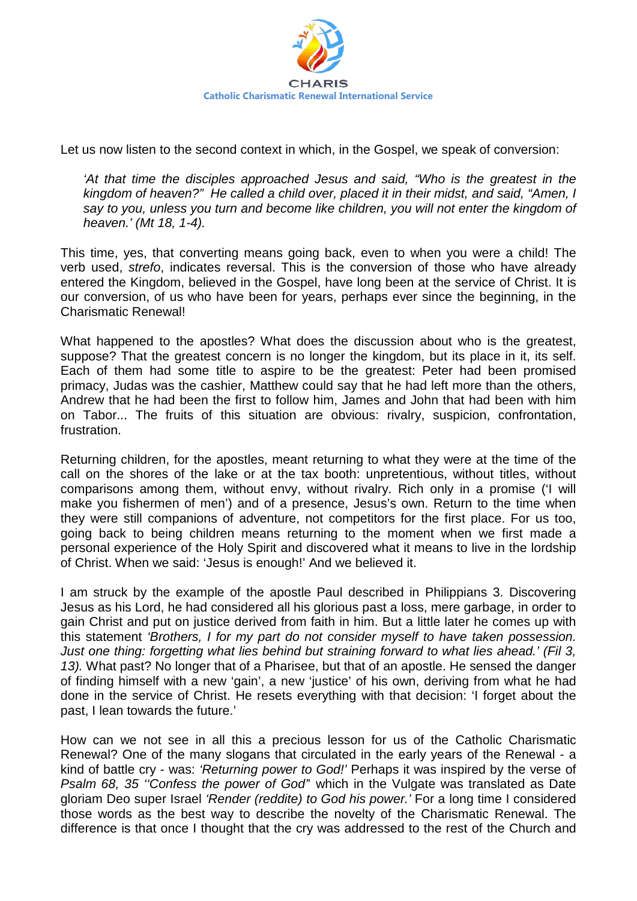Let us now listen to the second context in which, in the Gospel, we speak of conversion:

> *'At that time the disciples approached Jesus and said, "Who is the greatest in the kingdom of heaven?" He called a child over, placed it in their midst, and said, "Amen, I say to you, unless you turn and become like children, you will not enter the kingdom of heaven.' (Mt 18, 1-4).*

This time, yes, that converting means going back, even to when you were a child! The verb used, *strefo*, indicates reversal. This is the conversion of those who have already entered the Kingdom, believed in the Gospel, have long been at the service of Christ. It is our conversion, of us who have been for years, perhaps ever since the beginning, in the Charismatic Renewal!

What happened to the apostles? What does the discussion about who is the greatest, suppose? That the greatest concern is no longer the kingdom, but its place in it, its self. Each of them had some title to aspire to be the greatest: Peter had been promised primacy, Judas was the cashier, Matthew could say that he had left more than the others, Andrew that he had been the first to follow him, James and John that had been with him on Tabor... The fruits of this situation are obvious: rivalry, suspicion, confrontation, frustration.

Returning children, for the apostles, meant returning to what they were at the time of the call on the shores of the lake or at the tax booth: unpretentious, without titles, without comparisons among them, without envy, without rivalry. Rich only in a promise ('I will make you fishermen of men') and of a presence, Jesus's own. Return to the time when they were still companions of adventure, not competitors for the first place. For us too, going back to being children means returning to the moment when we first made a personal experience of the Holy Spirit and discovered what it means to live in the lordship of Christ. When we said: 'Jesus is enough!' And we believed it.

I am struck by the example of the apostle Paul described in Philippians 3. Discovering Jesus as his Lord, he had considered all his glorious past a loss, mere garbage, in order to gain Christ and put on justice derived from faith in him. But a little later he comes up with this statement *'Brothers, I for my part do not consider myself to have taken possession. Just one thing: forgetting what lies behind but straining forward to what lies ahead.' (Fil 3, 13).* What past? No longer that of a Pharisee, but that of an apostle. He sensed the danger of finding himself with a new 'gain', a new 'justice' of his own, deriving from what he had done in the service of Christ. He resets everything with that decision: 'I forget about the past, I lean towards the future.'

How can we not see in all this a precious lesson for us of the Catholic Charismatic Renewal? One of the many slogans that circulated in the early years of the Renewal - a kind of battle cry - was: *'Returning power to God!'* Perhaps it was inspired by the verse of *Psalm 68, 35 "Confess the power of God"* which in the Vulgate was translated as Date gloriam Deo super Israel *'Render (reddite) to God his power.'* For a long time I considered those words as the best way to describe the novelty of the Charismatic Renewal. The difference is that once I thought that the cry was addressed to the rest of the Church and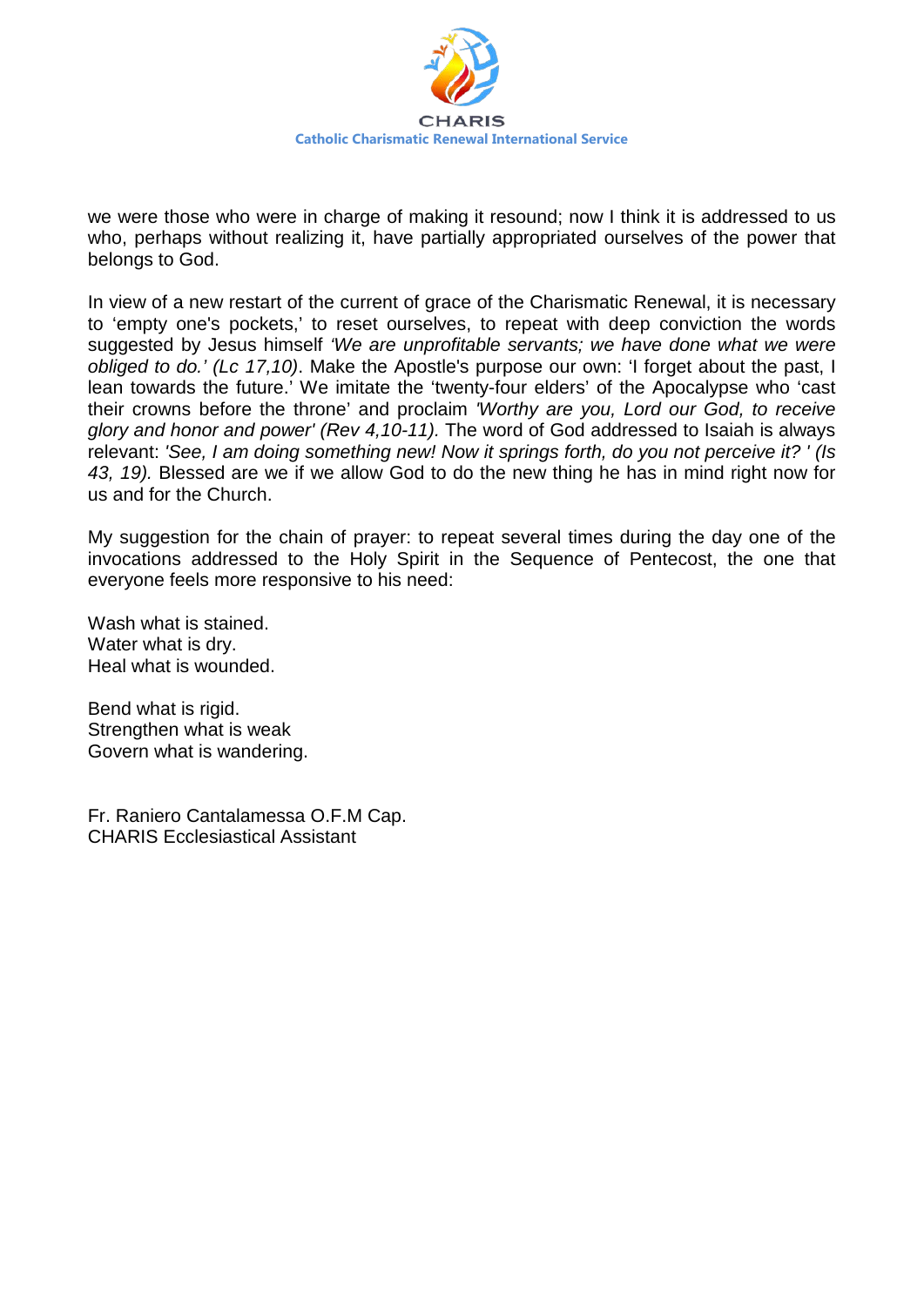we were those who were in charge of making it resound; now I think it is addressed to us who, perhaps without realizing it, have partially appropriated ourselves of the power that belongs to God.

In view of a new restart of the current of grace of the Charismatic Renewal, it is necessary to 'empty one's pockets,' to reset ourselves, to repeat with deep conviction the words suggested by Jesus himself *'We are unprofitable servants; we have done what we were obliged to do.' (Lc 17,10)*. Make the Apostle's purpose our own: 'I forget about the past, I lean towards the future.' We imitate the 'twenty-four elders' of the Apocalypse who 'cast their crowns before the throne' and proclaim *'Worthy are you, Lord our God, to receive glory and honor and power' (Rev 4,10-11).* The word of God addressed to Isaiah is always relevant: *'See, I am doing something new! Now it springs forth, do you not perceive it? ' (Is 43, 19).* Blessed are we if we allow God to do the new thing he has in mind right now for us and for the Church.

My suggestion for the chain of prayer: to repeat several times during the day one of the invocations addressed to the Holy Spirit in the Sequence of Pentecost, the one that everyone feels more responsive to his need:

Wash what is stained.
Water what is dry.
Heal what is wounded.

Bend what is rigid.
Strengthen what is weak
Govern what is wandering.

Fr. Raniero Cantalamessa O.F.M Cap.
CHARIS Ecclesiastical Assistant